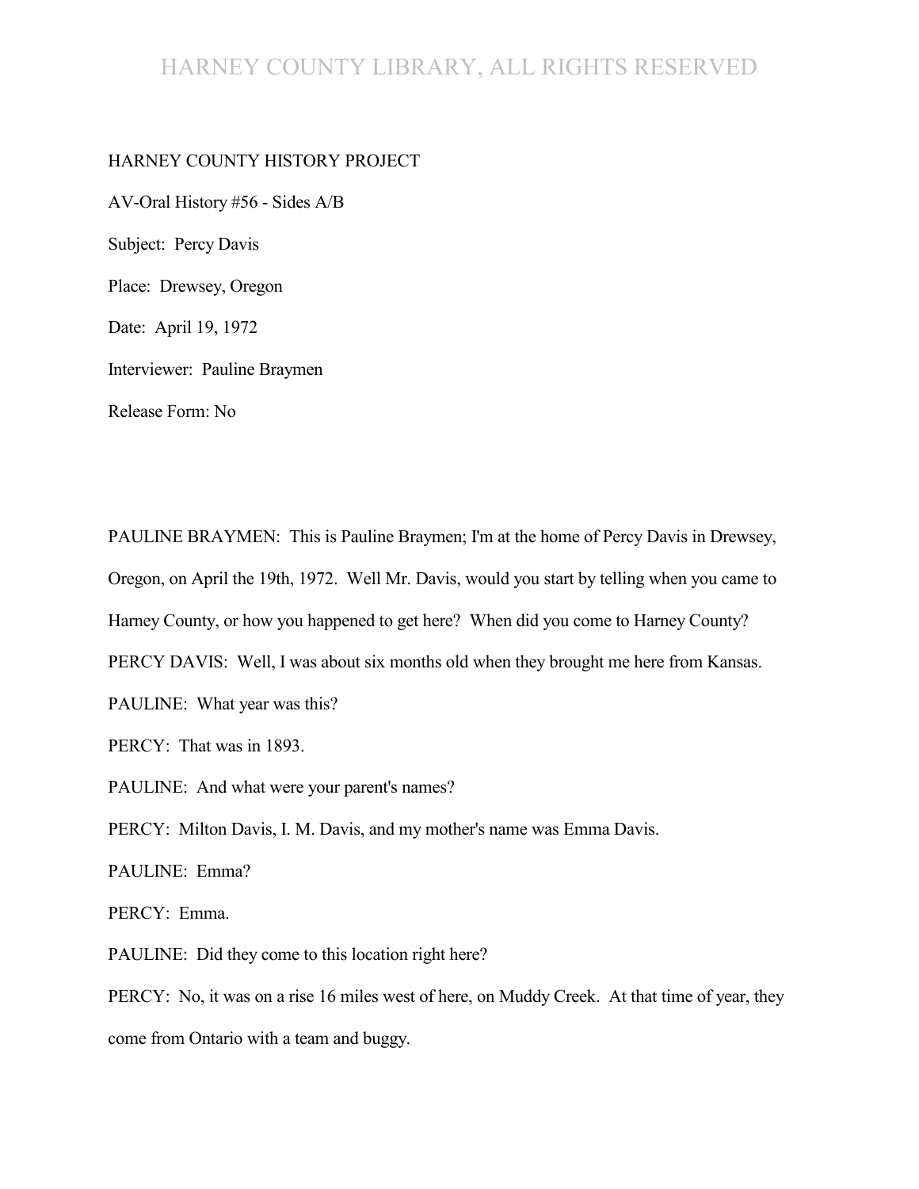HARNEY COUNTY HISTORY PROJECT

AV-Oral History #56 - Sides A/B

Subject: Percy Davis

Place: Drewsey, Oregon

Date: April 19, 1972

Interviewer: Pauline Braymen

Release Form: No

PAULINE BRAYMEN: This is Pauline Braymen; I'm at the home of Percy Davis in Drewsey, Oregon, on April the 19th, 1972. Well Mr. Davis, would you start by telling when you came to Harney County, or how you happened to get here? When did you come to Harney County?

PERCY DAVIS: Well, I was about six months old when they brought me here from Kansas.

PAULINE: What year was this?

PERCY: That was in 1893.

PAULINE: And what were your parent's names?

PERCY: Milton Davis, I. M. Davis, and my mother's name was Emma Davis.

PAULINE: Emma?

PERCY: Emma.

PAULINE: Did they come to this location right here?

PERCY: No, it was on a rise 16 miles west of here, on Muddy Creek. At that time of year, they come from Ontario with a team and buggy.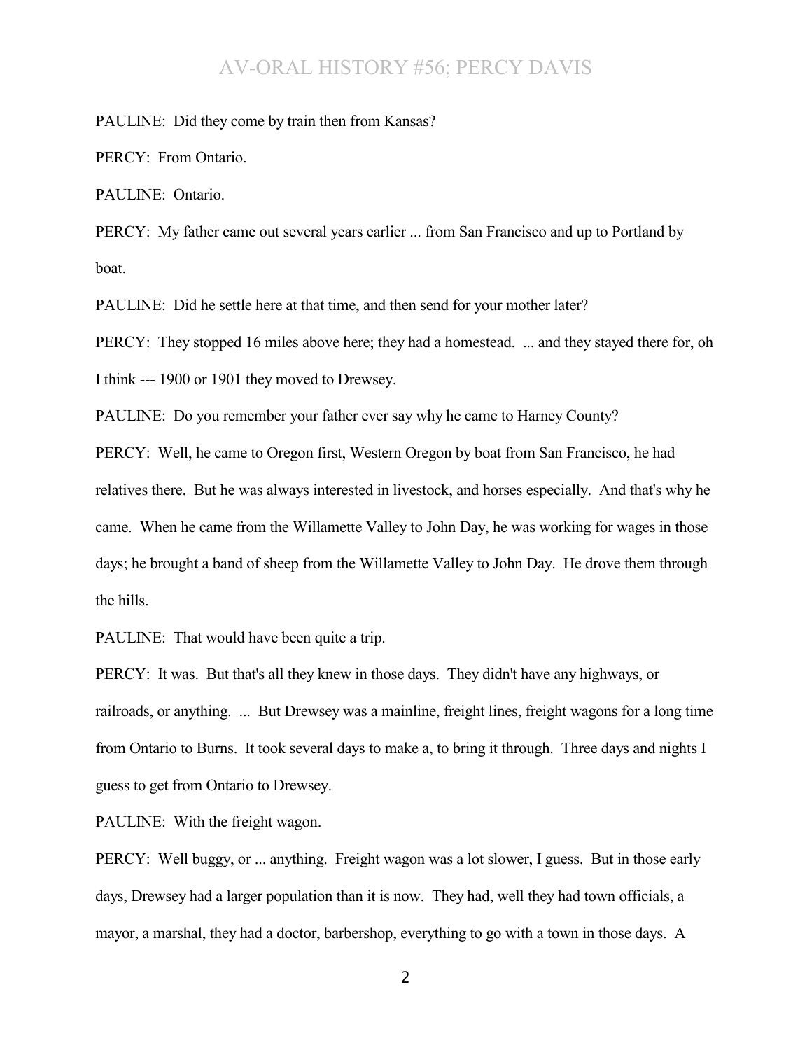PAULINE: Did they come by train then from Kansas?

PERCY: From Ontario.

PAULINE: Ontario.

PERCY: My father came out several years earlier ... from San Francisco and up to Portland by boat.

PAULINE: Did he settle here at that time, and then send for your mother later?

PERCY: They stopped 16 miles above here; they had a homestead. ... and they stayed there for, oh I think --- 1900 or 1901 they moved to Drewsey.

PAULINE: Do you remember your father ever say why he came to Harney County?

PERCY: Well, he came to Oregon first, Western Oregon by boat from San Francisco, he had relatives there. But he was always interested in livestock, and horses especially. And that's why he came. When he came from the Willamette Valley to John Day, he was working for wages in those days; he brought a band of sheep from the Willamette Valley to John Day. He drove them through the hills.

PAULINE: That would have been quite a trip.

PERCY: It was. But that's all they knew in those days. They didn't have any highways, or railroads, or anything. ... But Drewsey was a mainline, freight lines, freight wagons for a long time from Ontario to Burns. It took several days to make a, to bring it through. Three days and nights I guess to get from Ontario to Drewsey.

PAULINE: With the freight wagon.

PERCY: Well buggy, or ... anything. Freight wagon was a lot slower, I guess. But in those early days, Drewsey had a larger population than it is now. They had, well they had town officials, a mayor, a marshal, they had a doctor, barbershop, everything to go with a town in those days. A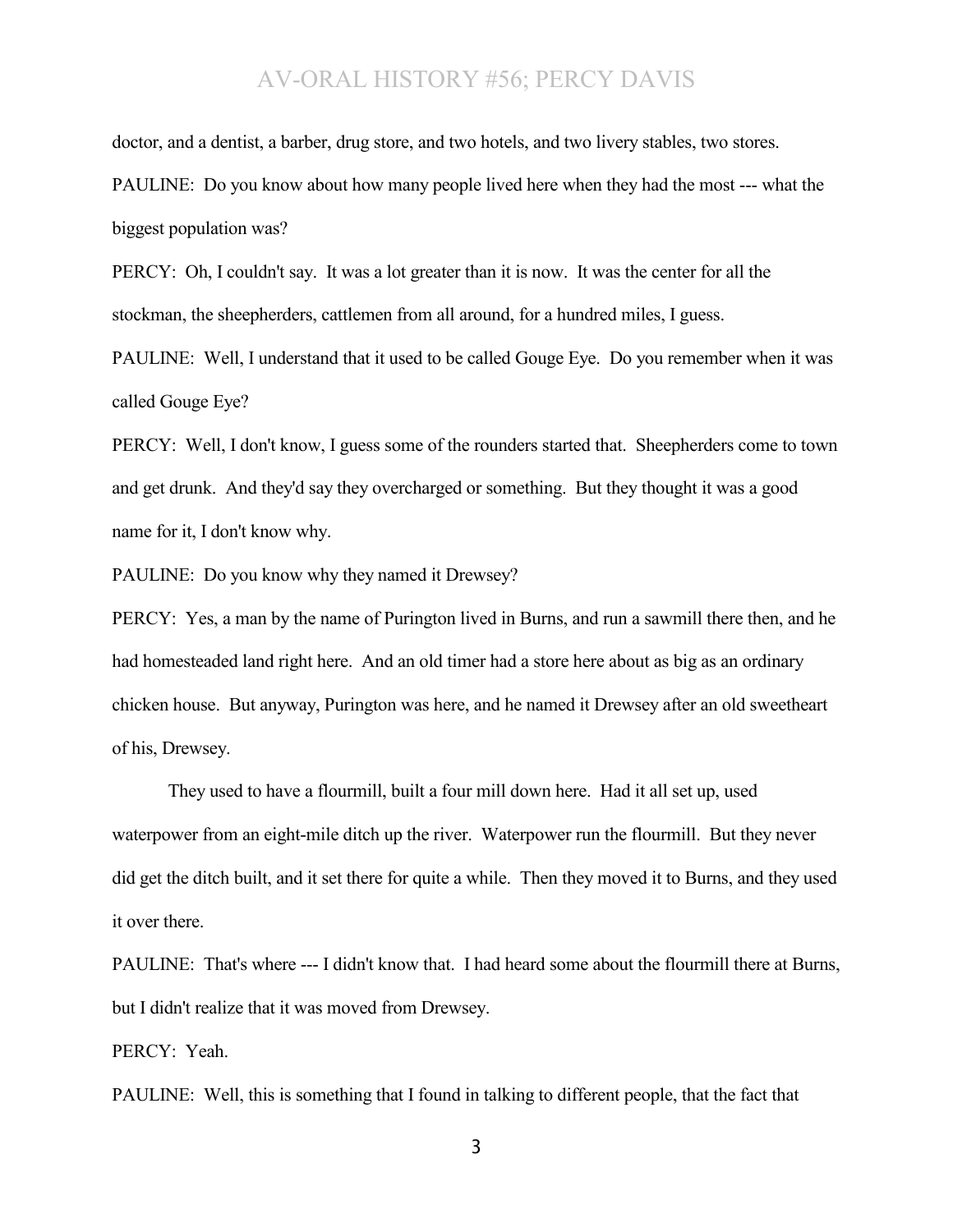doctor, and a dentist, a barber, drug store, and two hotels, and two livery stables, two stores.

PAULINE: Do you know about how many people lived here when they had the most --- what the biggest population was?

PERCY: Oh, I couldn't say. It was a lot greater than it is now. It was the center for all the stockman, the sheepherders, cattlemen from all around, for a hundred miles, I guess.

PAULINE: Well, I understand that it used to be called Gouge Eye. Do you remember when it was called Gouge Eye?

PERCY: Well, I don't know, I guess some of the rounders started that. Sheepherders come to town and get drunk. And they'd say they overcharged or something. But they thought it was a good name for it, I don't know why.

PAULINE: Do you know why they named it Drewsey?

PERCY: Yes, a man by the name of Purington lived in Burns, and run a sawmill there then, and he had homesteaded land right here. And an old timer had a store here about as big as an ordinary chicken house. But anyway, Purington was here, and he named it Drewsey after an old sweetheart of his, Drewsey.

They used to have a flourmill, built a four mill down here. Had it all set up, used waterpower from an eight-mile ditch up the river. Waterpower run the flourmill. But they never did get the ditch built, and it set there for quite a while. Then they moved it to Burns, and they used it over there.

PAULINE: That's where --- I didn't know that. I had heard some about the flourmill there at Burns, but I didn't realize that it was moved from Drewsey.

PERCY: Yeah.

PAULINE: Well, this is something that I found in talking to different people, that the fact that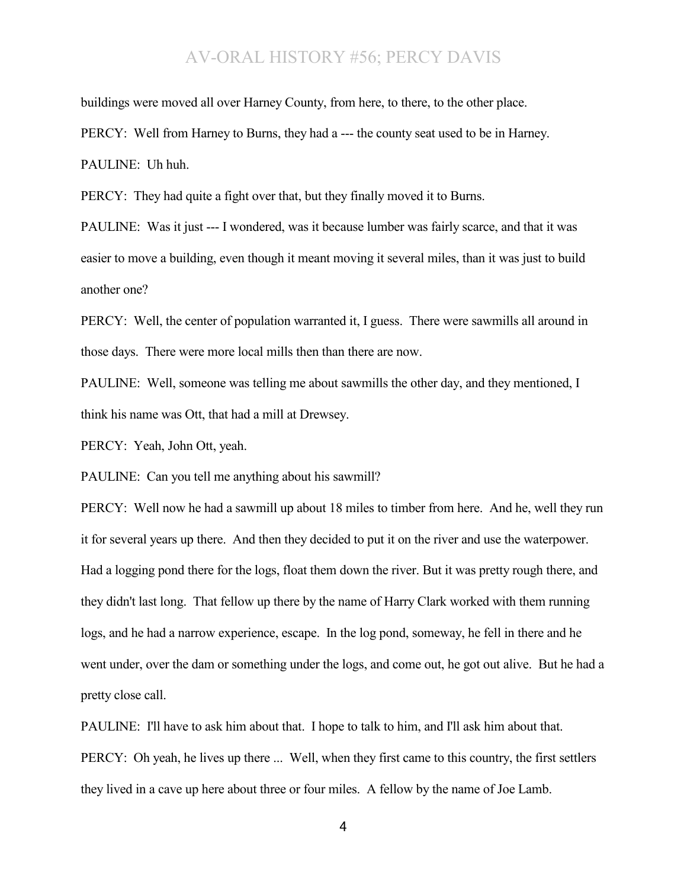buildings were moved all over Harney County, from here, to there, to the other place.

PERCY: Well from Harney to Burns, they had a --- the county seat used to be in Harney.

PAULINE: Uh huh.

PERCY: They had quite a fight over that, but they finally moved it to Burns.

PAULINE: Was it just --- I wondered, was it because lumber was fairly scarce, and that it was easier to move a building, even though it meant moving it several miles, than it was just to build another one?

PERCY: Well, the center of population warranted it, I guess. There were sawmills all around in those days. There were more local mills then than there are now.

PAULINE: Well, someone was telling me about sawmills the other day, and they mentioned, I think his name was Ott, that had a mill at Drewsey.

PERCY: Yeah, John Ott, yeah.

PAULINE: Can you tell me anything about his sawmill?

PERCY: Well now he had a sawmill up about 18 miles to timber from here. And he, well they run it for several years up there. And then they decided to put it on the river and use the waterpower. Had a logging pond there for the logs, float them down the river. But it was pretty rough there, and they didn't last long. That fellow up there by the name of Harry Clark worked with them running logs, and he had a narrow experience, escape. In the log pond, someway, he fell in there and he went under, over the dam or something under the logs, and come out, he got out alive. But he had a pretty close call.

PAULINE: I'll have to ask him about that. I hope to talk to him, and I'll ask him about that.

PERCY: Oh yeah, he lives up there ... Well, when they first came to this country, the first settlers they lived in a cave up here about three or four miles. A fellow by the name of Joe Lamb.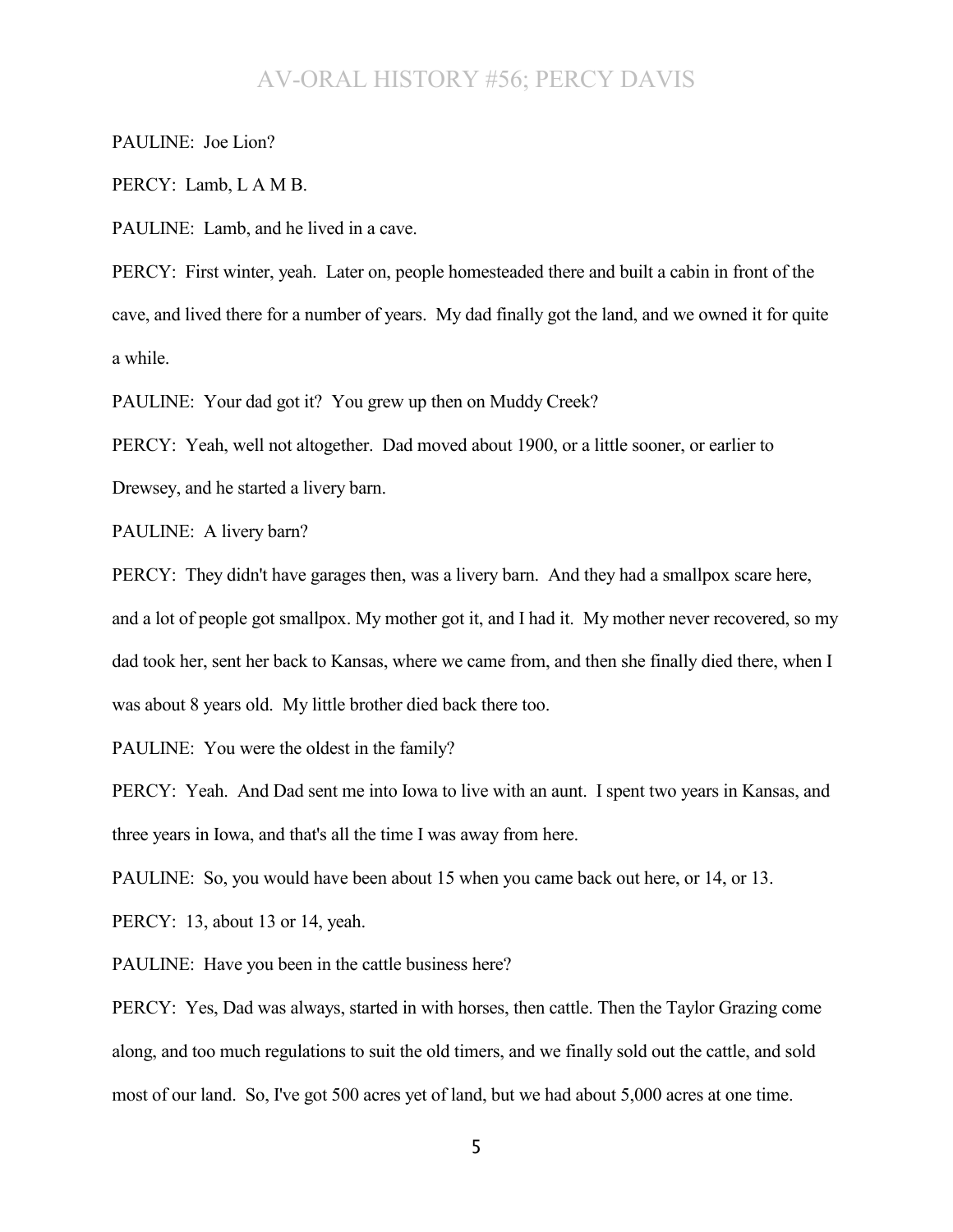PAULINE: Joe Lion?

PERCY: Lamb, L A M B.

PAULINE: Lamb, and he lived in a cave.

PERCY: First winter, yeah. Later on, people homesteaded there and built a cabin in front of the cave, and lived there for a number of years. My dad finally got the land, and we owned it for quite a while.

PAULINE: Your dad got it? You grew up then on Muddy Creek?

PERCY: Yeah, well not altogether. Dad moved about 1900, or a little sooner, or earlier to Drewsey, and he started a livery barn.

PAULINE: A livery barn?

PERCY: They didn't have garages then, was a livery barn. And they had a smallpox scare here, and a lot of people got smallpox. My mother got it, and I had it. My mother never recovered, so my dad took her, sent her back to Kansas, where we came from, and then she finally died there, when I was about 8 years old. My little brother died back there too.

PAULINE: You were the oldest in the family?

PERCY: Yeah. And Dad sent me into Iowa to live with an aunt. I spent two years in Kansas, and three years in Iowa, and that's all the time I was away from here.

PAULINE: So, you would have been about 15 when you came back out here, or 14, or 13.

PERCY: 13, about 13 or 14, yeah.

PAULINE: Have you been in the cattle business here?

PERCY: Yes, Dad was always, started in with horses, then cattle. Then the Taylor Grazing come along, and too much regulations to suit the old timers, and we finally sold out the cattle, and sold most of our land. So, I've got 500 acres yet of land, but we had about 5,000 acres at one time.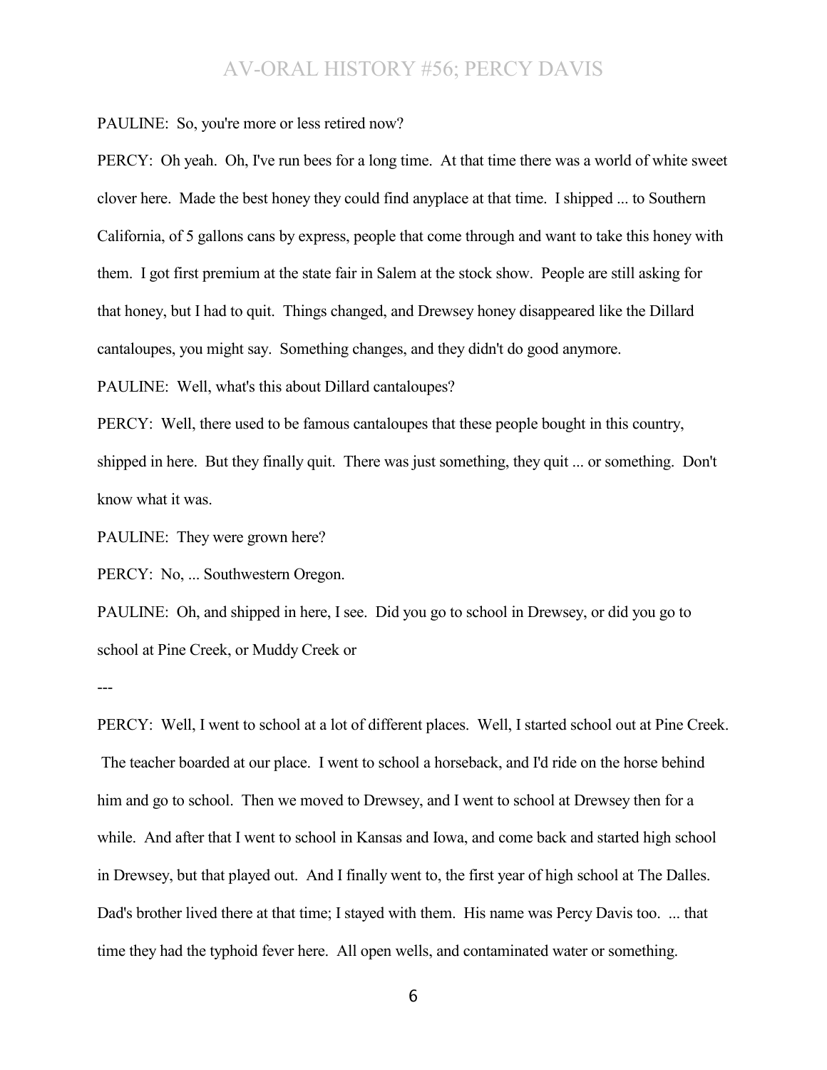PAULINE: So, you're more or less retired now?

PERCY: Oh yeah. Oh, I've run bees for a long time. At that time there was a world of white sweet clover here. Made the best honey they could find anyplace at that time. I shipped ... to Southern California, of 5 gallons cans by express, people that come through and want to take this honey with them. I got first premium at the state fair in Salem at the stock show. People are still asking for that honey, but I had to quit. Things changed, and Drewsey honey disappeared like the Dillard cantaloupes, you might say. Something changes, and they didn't do good anymore.

PAULINE: Well, what's this about Dillard cantaloupes?

PERCY: Well, there used to be famous cantaloupes that these people bought in this country, shipped in here. But they finally quit. There was just something, they quit ... or something. Don't know what it was.

PAULINE: They were grown here?

PERCY: No, ... Southwestern Oregon.

PAULINE: Oh, and shipped in here, I see. Did you go to school in Drewsey, or did you go to school at Pine Creek, or Muddy Creek or

---

PERCY: Well, I went to school at a lot of different places. Well, I started school out at Pine Creek. The teacher boarded at our place. I went to school a horseback, and I'd ride on the horse behind him and go to school. Then we moved to Drewsey, and I went to school at Drewsey then for a while. And after that I went to school in Kansas and Iowa, and come back and started high school in Drewsey, but that played out. And I finally went to, the first year of high school at The Dalles. Dad's brother lived there at that time; I stayed with them. His name was Percy Davis too. ... that time they had the typhoid fever here. All open wells, and contaminated water or something.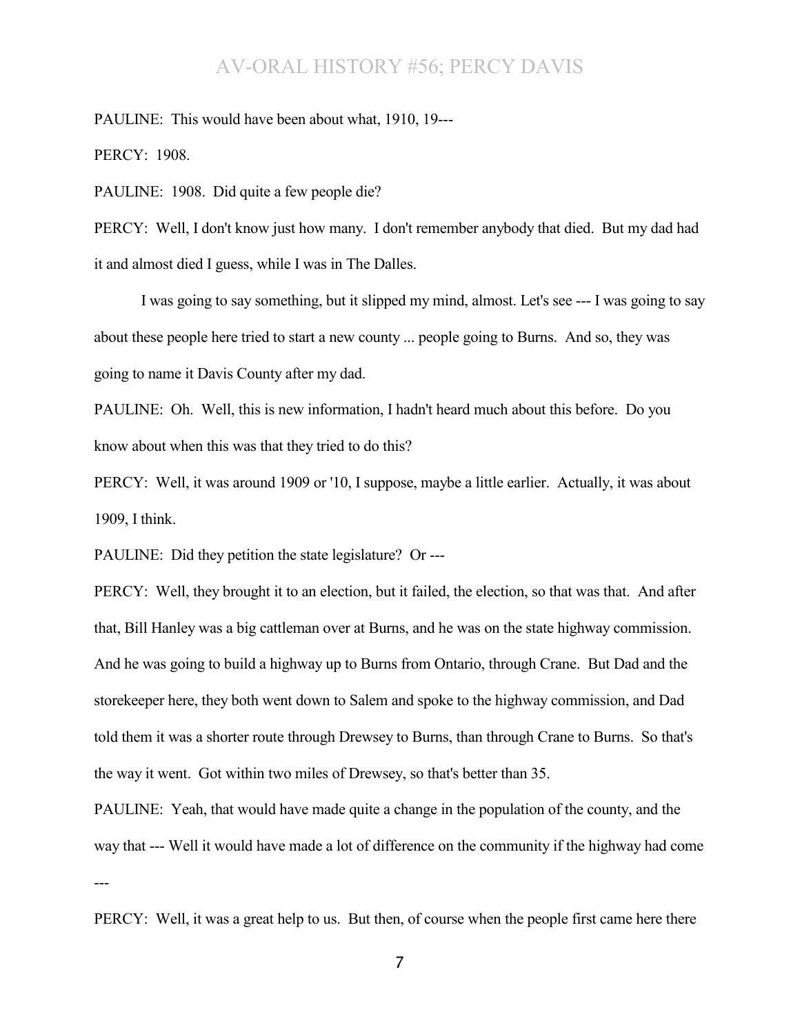PAULINE: This would have been about what, 1910, 19---

PERCY: 1908.

PAULINE: 1908. Did quite a few people die?

PERCY: Well, I don't know just how many. I don't remember anybody that died. But my dad had it and almost died I guess, while I was in The Dalles.

I was going to say something, but it slipped my mind, almost. Let's see --- I was going to say about these people here tried to start a new county ... people going to Burns. And so, they was going to name it Davis County after my dad.

PAULINE: Oh. Well, this is new information, I hadn't heard much about this before. Do you know about when this was that they tried to do this?

PERCY: Well, it was around 1909 or '10, I suppose, maybe a little earlier. Actually, it was about 1909, I think.

PAULINE: Did they petition the state legislature? Or ---

PERCY: Well, they brought it to an election, but it failed, the election, so that was that. And after that, Bill Hanley was a big cattleman over at Burns, and he was on the state highway commission. And he was going to build a highway up to Burns from Ontario, through Crane. But Dad and the storekeeper here, they both went down to Salem and spoke to the highway commission, and Dad told them it was a shorter route through Drewsey to Burns, than through Crane to Burns. So that's the way it went. Got within two miles of Drewsey, so that's better than 35.

PAULINE: Yeah, that would have made quite a change in the population of the county, and the way that --- Well it would have made a lot of difference on the community if the highway had come ---

PERCY: Well, it was a great help to us. But then, of course when the people first came here there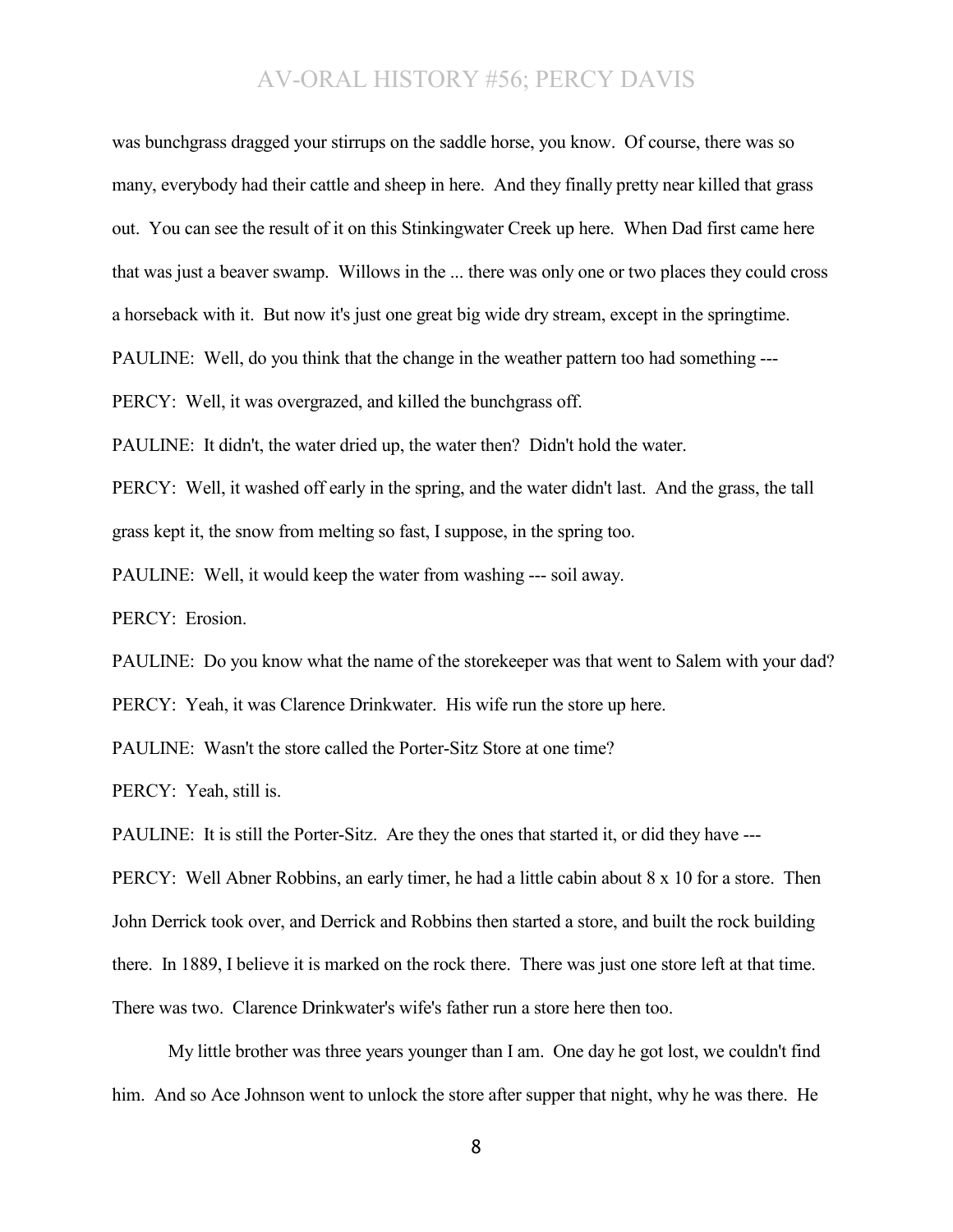was bunchgrass dragged your stirrups on the saddle horse, you know. Of course, there was so many, everybody had their cattle and sheep in here. And they finally pretty near killed that grass out. You can see the result of it on this Stinkingwater Creek up here. When Dad first came here that was just a beaver swamp. Willows in the ... there was only one or two places they could cross a horseback with it. But now it's just one great big wide dry stream, except in the springtime.

PAULINE: Well, do you think that the change in the weather pattern too had something ---

PERCY: Well, it was overgrazed, and killed the bunchgrass off.

PAULINE: It didn't, the water dried up, the water then? Didn't hold the water.

PERCY: Well, it washed off early in the spring, and the water didn't last. And the grass, the tall grass kept it, the snow from melting so fast, I suppose, in the spring too.

PAULINE: Well, it would keep the water from washing --- soil away.

PERCY: Erosion.

PAULINE: Do you know what the name of the storekeeper was that went to Salem with your dad?

PERCY: Yeah, it was Clarence Drinkwater. His wife run the store up here.

PAULINE: Wasn't the store called the Porter-Sitz Store at one time?

PERCY: Yeah, still is.

PAULINE: It is still the Porter-Sitz. Are they the ones that started it, or did they have ---

PERCY: Well Abner Robbins, an early timer, he had a little cabin about 8 x 10 for a store. Then John Derrick took over, and Derrick and Robbins then started a store, and built the rock building there. In 1889, I believe it is marked on the rock there. There was just one store left at that time. There was two. Clarence Drinkwater's wife's father run a store here then too.

My little brother was three years younger than I am. One day he got lost, we couldn't find him. And so Ace Johnson went to unlock the store after supper that night, why he was there. He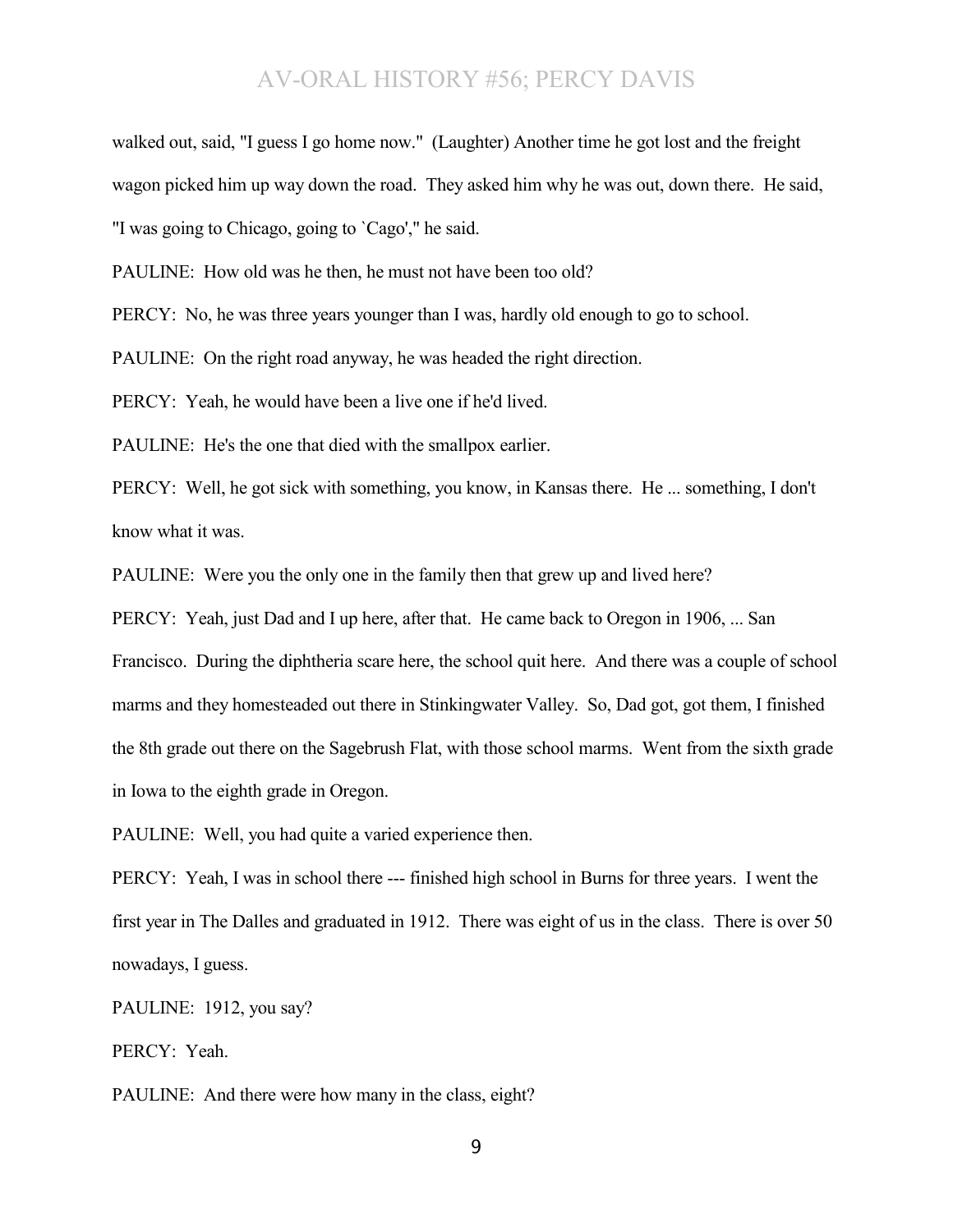walked out, said, "I guess I go home now." (Laughter) Another time he got lost and the freight wagon picked him up way down the road. They asked him why he was out, down there. He said, "I was going to Chicago, going to `Cago'," he said.

PAULINE: How old was he then, he must not have been too old?

PERCY: No, he was three years younger than I was, hardly old enough to go to school.

PAULINE: On the right road anyway, he was headed the right direction.

PERCY: Yeah, he would have been a live one if he'd lived.

PAULINE: He's the one that died with the smallpox earlier.

PERCY: Well, he got sick with something, you know, in Kansas there. He ... something, I don't know what it was.

PAULINE: Were you the only one in the family then that grew up and lived here?

PERCY: Yeah, just Dad and I up here, after that. He came back to Oregon in 1906, ... San Francisco. During the diphtheria scare here, the school quit here. And there was a couple of school marms and they homesteaded out there in Stinkingwater Valley. So, Dad got, got them, I finished the 8th grade out there on the Sagebrush Flat, with those school marms. Went from the sixth grade in Iowa to the eighth grade in Oregon.

PAULINE: Well, you had quite a varied experience then.

PERCY: Yeah, I was in school there --- finished high school in Burns for three years. I went the first year in The Dalles and graduated in 1912. There was eight of us in the class. There is over 50 nowadays, I guess.

PAULINE: 1912, you say?

PERCY: Yeah.

PAULINE: And there were how many in the class, eight?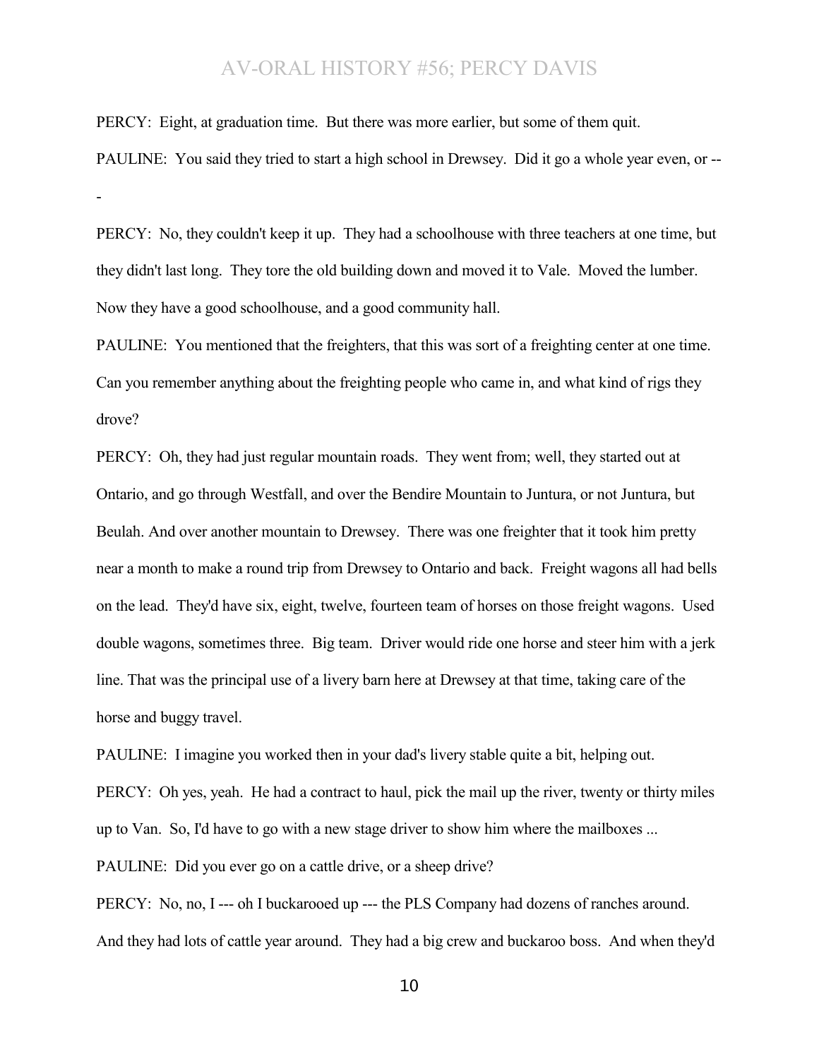PERCY: Eight, at graduation time. But there was more earlier, but some of them quit.

PAULINE: You said they tried to start a high school in Drewsey. Did it go a whole year even, or ---

PERCY: No, they couldn't keep it up. They had a schoolhouse with three teachers at one time, but they didn't last long. They tore the old building down and moved it to Vale. Moved the lumber. Now they have a good schoolhouse, and a good community hall.

PAULINE: You mentioned that the freighters, that this was sort of a freighting center at one time. Can you remember anything about the freighting people who came in, and what kind of rigs they drove?

PERCY: Oh, they had just regular mountain roads. They went from; well, they started out at Ontario, and go through Westfall, and over the Bendire Mountain to Juntura, or not Juntura, but Beulah. And over another mountain to Drewsey. There was one freighter that it took him pretty near a month to make a round trip from Drewsey to Ontario and back. Freight wagons all had bells on the lead. They'd have six, eight, twelve, fourteen team of horses on those freight wagons. Used double wagons, sometimes three. Big team. Driver would ride one horse and steer him with a jerk line. That was the principal use of a livery barn here at Drewsey at that time, taking care of the horse and buggy travel.

PAULINE: I imagine you worked then in your dad's livery stable quite a bit, helping out.

PERCY: Oh yes, yeah. He had a contract to haul, pick the mail up the river, twenty or thirty miles up to Van. So, I'd have to go with a new stage driver to show him where the mailboxes ...

PAULINE: Did you ever go on a cattle drive, or a sheep drive?

PERCY: No, no, I --- oh I buckarooed up --- the PLS Company had dozens of ranches around. And they had lots of cattle year around. They had a big crew and buckaroo boss. And when they'd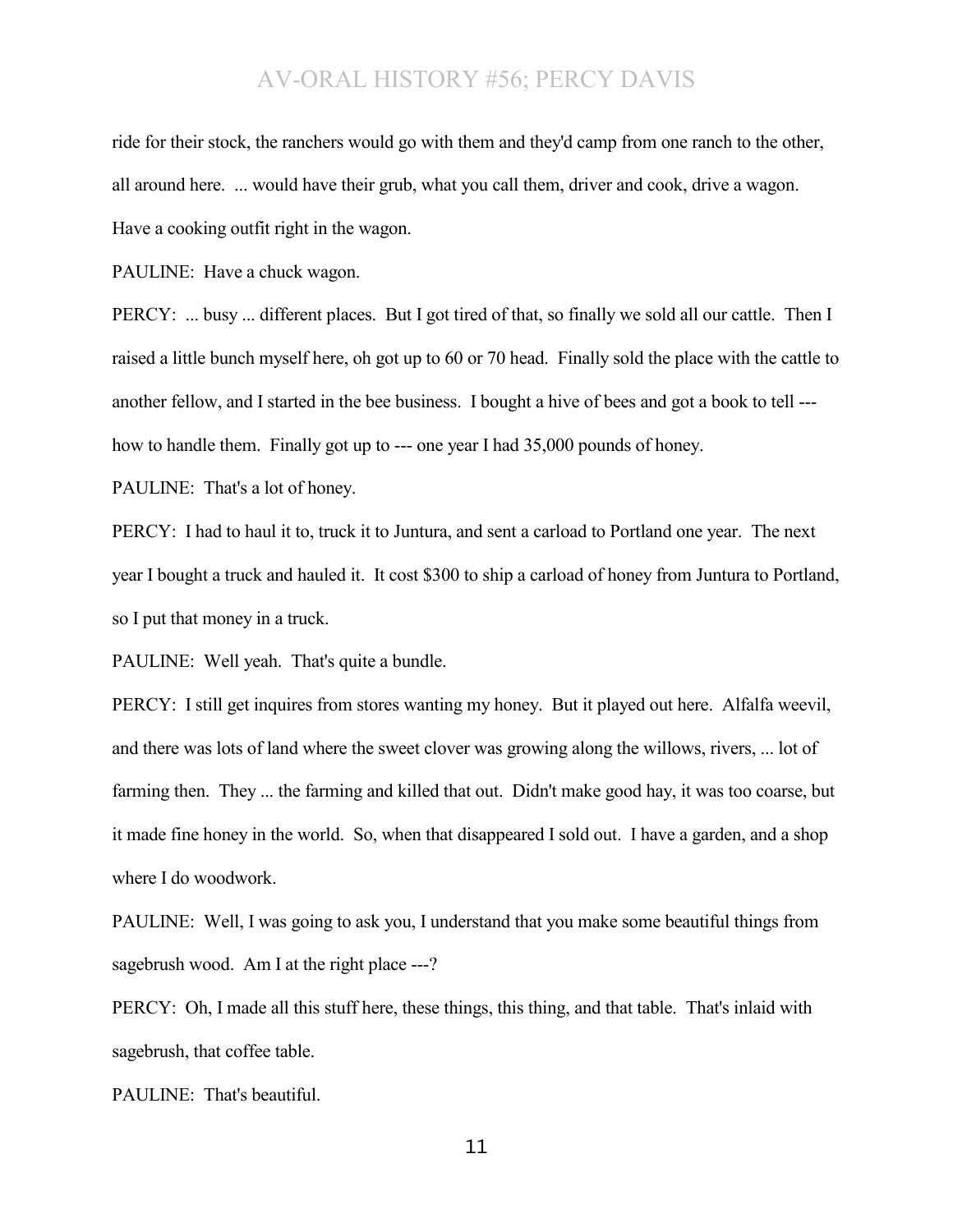ride for their stock, the ranchers would go with them and they'd camp from one ranch to the other, all around here. ... would have their grub, what you call them, driver and cook, drive a wagon. Have a cooking outfit right in the wagon.

PAULINE: Have a chuck wagon.

PERCY: ... busy ... different places. But I got tired of that, so finally we sold all our cattle. Then I raised a little bunch myself here, oh got up to 60 or 70 head. Finally sold the place with the cattle to another fellow, and I started in the bee business. I bought a hive of bees and got a book to tell --- how to handle them. Finally got up to --- one year I had 35,000 pounds of honey.

PAULINE: That's a lot of honey.

PERCY: I had to haul it to, truck it to Juntura, and sent a carload to Portland one year. The next year I bought a truck and hauled it. It cost $300 to ship a carload of honey from Juntura to Portland, so I put that money in a truck.

PAULINE: Well yeah. That's quite a bundle.

PERCY: I still get inquires from stores wanting my honey. But it played out here. Alfalfa weevil, and there was lots of land where the sweet clover was growing along the willows, rivers, ... lot of farming then. They ... the farming and killed that out. Didn't make good hay, it was too coarse, but it made fine honey in the world. So, when that disappeared I sold out. I have a garden, and a shop where I do woodwork.

PAULINE: Well, I was going to ask you, I understand that you make some beautiful things from sagebrush wood. Am I at the right place ---?

PERCY: Oh, I made all this stuff here, these things, this thing, and that table. That's inlaid with sagebrush, that coffee table.

PAULINE: That's beautiful.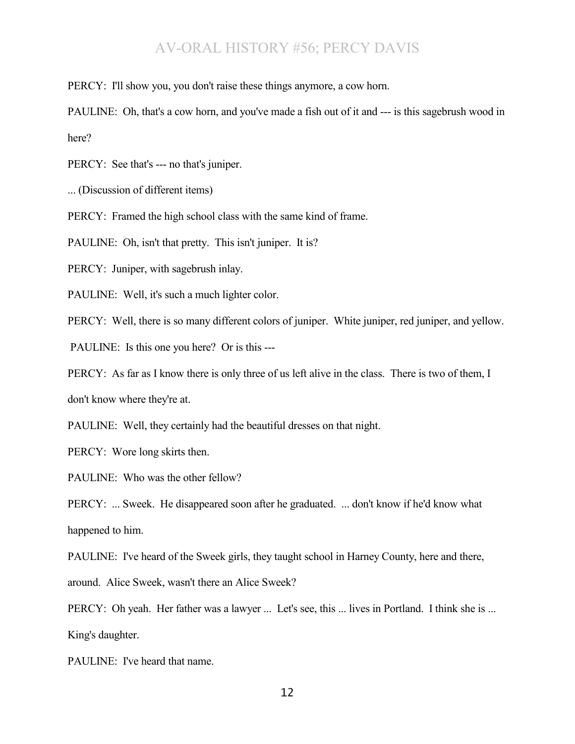PERCY: I'll show you, you don't raise these things anymore, a cow horn.

PAULINE: Oh, that's a cow horn, and you've made a fish out of it and --- is this sagebrush wood in here?

PERCY: See that's --- no that's juniper.

... (Discussion of different items)

PERCY: Framed the high school class with the same kind of frame.

PAULINE: Oh, isn't that pretty. This isn't juniper. It is?

PERCY: Juniper, with sagebrush inlay.

PAULINE: Well, it's such a much lighter color.

PERCY: Well, there is so many different colors of juniper. White juniper, red juniper, and yellow.

PAULINE: Is this one you here? Or is this ---

PERCY: As far as I know there is only three of us left alive in the class. There is two of them, I don't know where they're at.

PAULINE: Well, they certainly had the beautiful dresses on that night.

PERCY: Wore long skirts then.

PAULINE: Who was the other fellow?

PERCY: ... Sweek. He disappeared soon after he graduated. ... don't know if he'd know what happened to him.

PAULINE: I've heard of the Sweek girls, they taught school in Harney County, here and there, around. Alice Sweek, wasn't there an Alice Sweek?

PERCY: Oh yeah. Her father was a lawyer ... Let's see, this ... lives in Portland. I think she is ... King's daughter.

PAULINE: I've heard that name.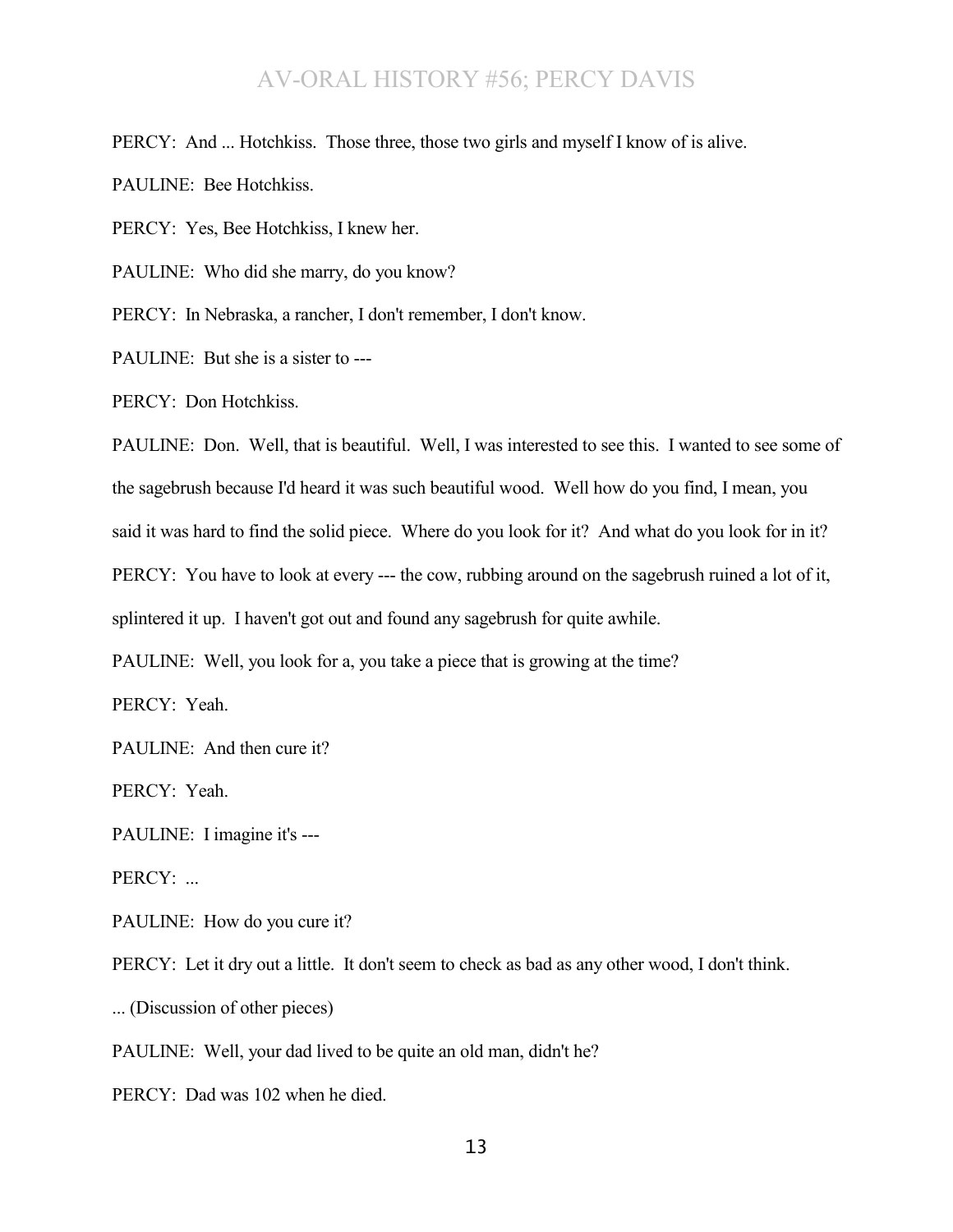PERCY: And ... Hotchkiss. Those three, those two girls and myself I know of is alive.

PAULINE: Bee Hotchkiss.

PERCY: Yes, Bee Hotchkiss, I knew her.

PAULINE: Who did she marry, do you know?

PERCY: In Nebraska, a rancher, I don't remember, I don't know.

PAULINE: But she is a sister to ---

PERCY: Don Hotchkiss.

PAULINE: Don. Well, that is beautiful. Well, I was interested to see this. I wanted to see some of the sagebrush because I'd heard it was such beautiful wood. Well how do you find, I mean, you said it was hard to find the solid piece. Where do you look for it? And what do you look for in it?

PERCY: You have to look at every --- the cow, rubbing around on the sagebrush ruined a lot of it, splintered it up. I haven't got out and found any sagebrush for quite awhile.

PAULINE: Well, you look for a, you take a piece that is growing at the time?

PERCY: Yeah.

PAULINE: And then cure it?

PERCY: Yeah.

PAULINE: I imagine it's ---

PERCY: ...

PAULINE: How do you cure it?

PERCY: Let it dry out a little. It don't seem to check as bad as any other wood, I don't think.

... (Discussion of other pieces)

PAULINE: Well, your dad lived to be quite an old man, didn't he?

PERCY: Dad was 102 when he died.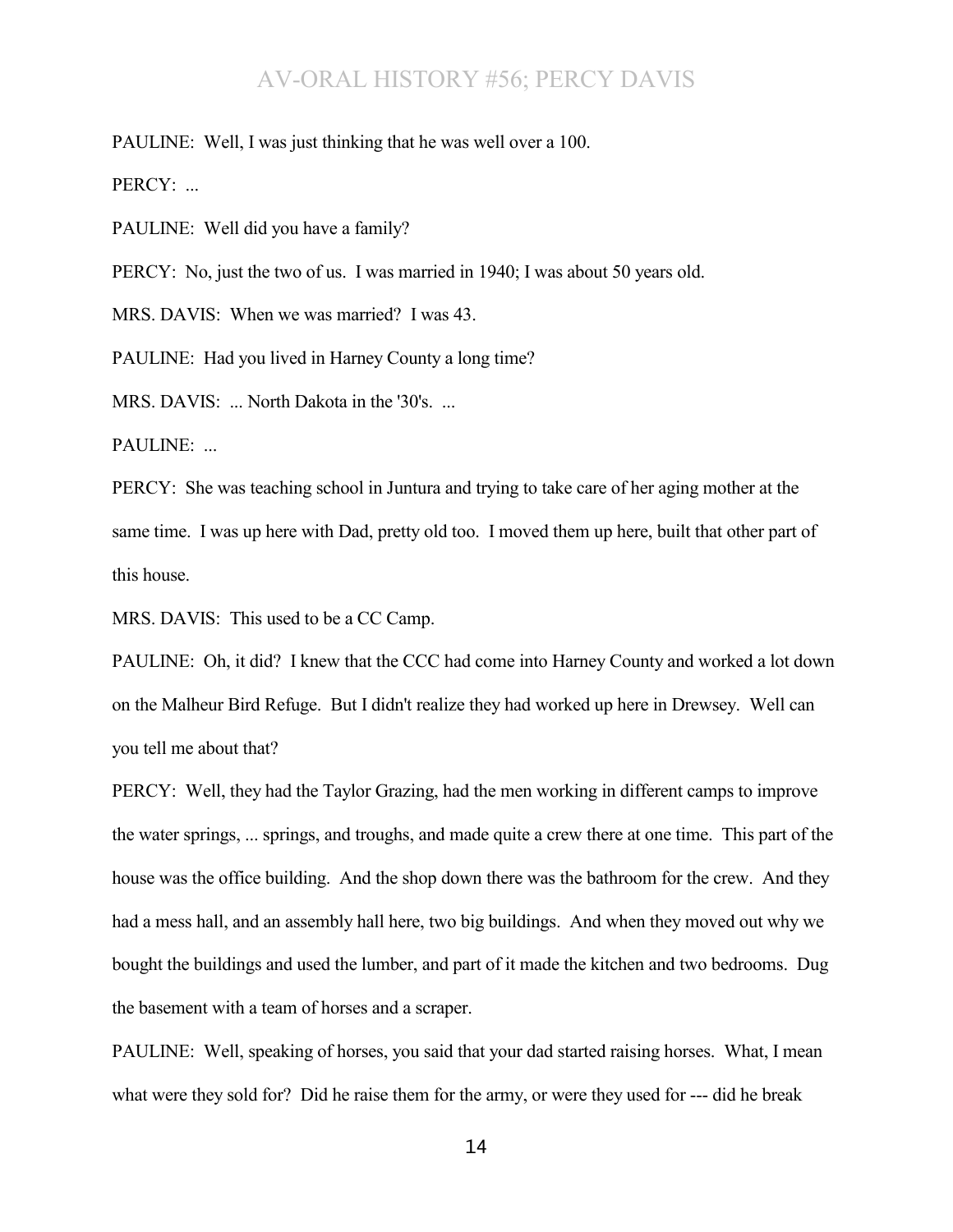PAULINE: Well, I was just thinking that he was well over a 100.

PERCY: ...

PAULINE: Well did you have a family?

PERCY: No, just the two of us. I was married in 1940; I was about 50 years old.

MRS. DAVIS: When we was married? I was 43.

PAULINE: Had you lived in Harney County a long time?

MRS. DAVIS: ... North Dakota in the '30's. ...

PAULINE: ...

PERCY: She was teaching school in Juntura and trying to take care of her aging mother at the same time. I was up here with Dad, pretty old too. I moved them up here, built that other part of this house.

MRS. DAVIS: This used to be a CC Camp.

PAULINE: Oh, it did? I knew that the CCC had come into Harney County and worked a lot down on the Malheur Bird Refuge. But I didn't realize they had worked up here in Drewsey. Well can you tell me about that?

PERCY: Well, they had the Taylor Grazing, had the men working in different camps to improve the water springs, ... springs, and troughs, and made quite a crew there at one time. This part of the house was the office building. And the shop down there was the bathroom for the crew. And they had a mess hall, and an assembly hall here, two big buildings. And when they moved out why we bought the buildings and used the lumber, and part of it made the kitchen and two bedrooms. Dug the basement with a team of horses and a scraper.

PAULINE: Well, speaking of horses, you said that your dad started raising horses. What, I mean what were they sold for? Did he raise them for the army, or were they used for --- did he break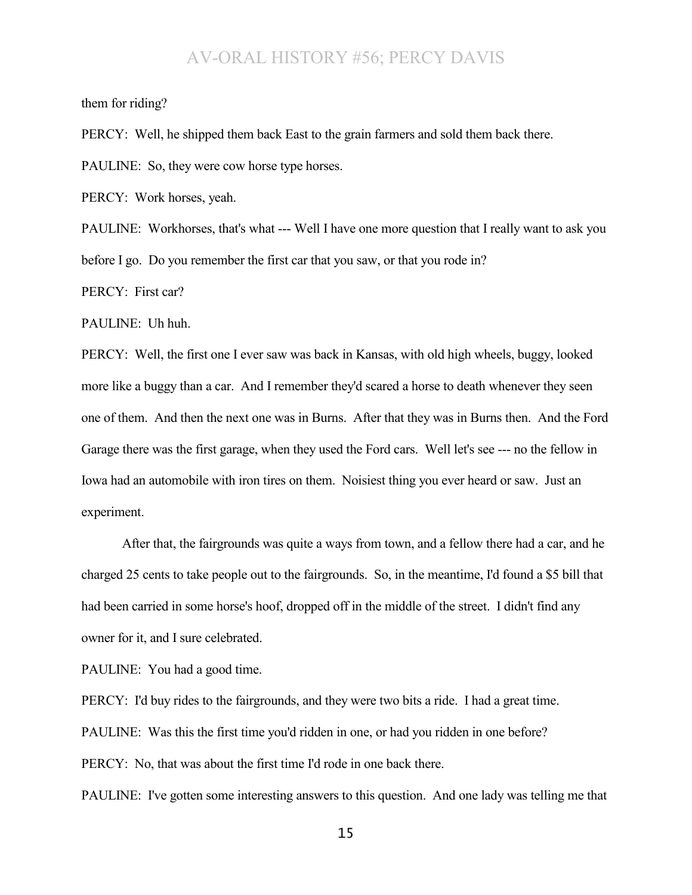them for riding?

PERCY: Well, he shipped them back East to the grain farmers and sold them back there.

PAULINE: So, they were cow horse type horses.

PERCY: Work horses, yeah.

PAULINE: Workhorses, that's what --- Well I have one more question that I really want to ask you before I go. Do you remember the first car that you saw, or that you rode in?

PERCY: First car?

PAULINE: Uh huh.

PERCY: Well, the first one I ever saw was back in Kansas, with old high wheels, buggy, looked more like a buggy than a car. And I remember they'd scared a horse to death whenever they seen one of them. And then the next one was in Burns. After that they was in Burns then. And the Ford Garage there was the first garage, when they used the Ford cars. Well let's see --- no the fellow in Iowa had an automobile with iron tires on them. Noisiest thing you ever heard or saw. Just an experiment.

After that, the fairgrounds was quite a ways from town, and a fellow there had a car, and he charged 25 cents to take people out to the fairgrounds. So, in the meantime, I'd found a $5 bill that had been carried in some horse's hoof, dropped off in the middle of the street. I didn't find any owner for it, and I sure celebrated.

PAULINE: You had a good time.

PERCY: I'd buy rides to the fairgrounds, and they were two bits a ride. I had a great time.

PAULINE: Was this the first time you'd ridden in one, or had you ridden in one before?

PERCY: No, that was about the first time I'd rode in one back there.

PAULINE: I've gotten some interesting answers to this question. And one lady was telling me that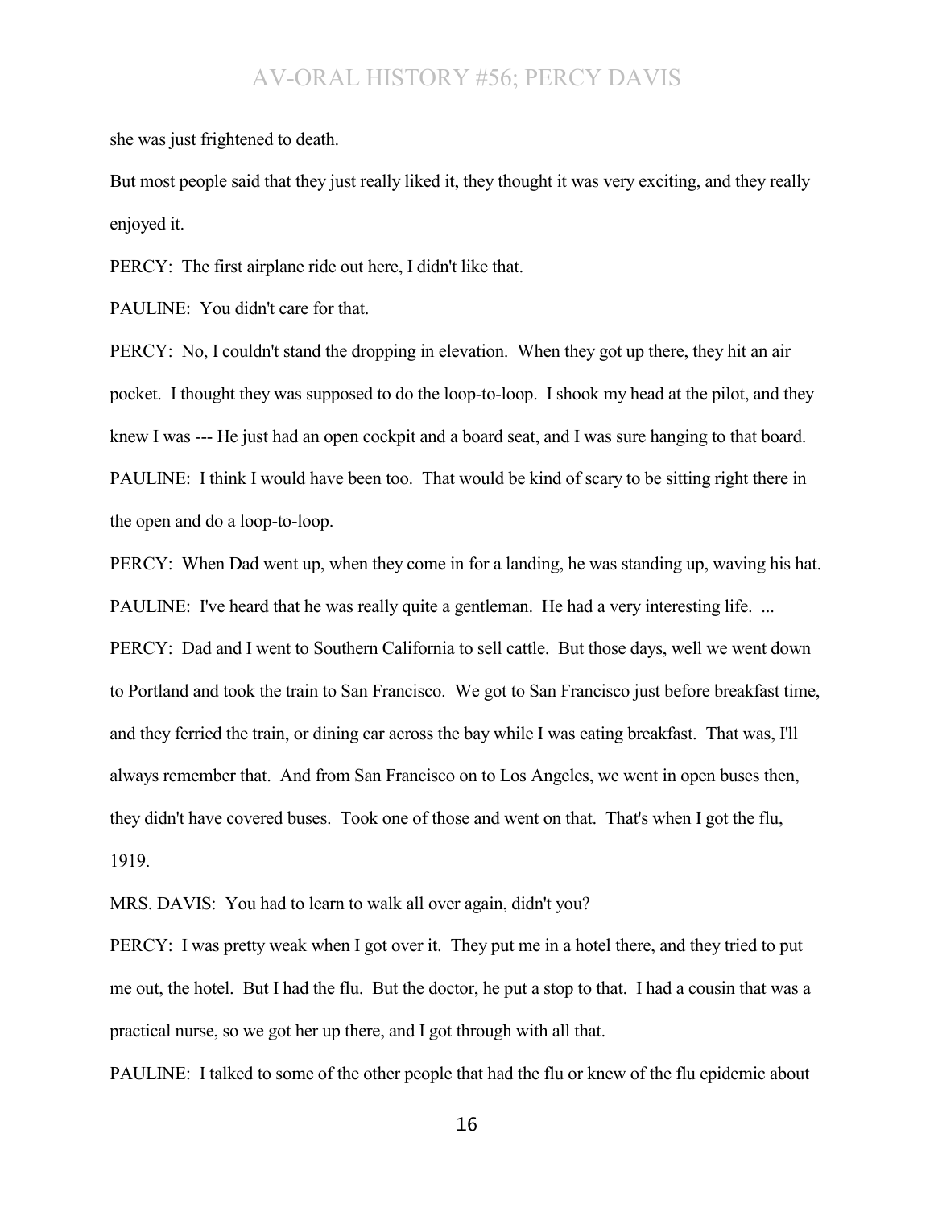she was just frightened to death.

But most people said that they just really liked it, they thought it was very exciting, and they really enjoyed it.

PERCY: The first airplane ride out here, I didn't like that.

PAULINE: You didn't care for that.

PERCY: No, I couldn't stand the dropping in elevation. When they got up there, they hit an air pocket. I thought they was supposed to do the loop-to-loop. I shook my head at the pilot, and they knew I was --- He just had an open cockpit and a board seat, and I was sure hanging to that board.

PAULINE: I think I would have been too. That would be kind of scary to be sitting right there in the open and do a loop-to-loop.

PERCY: When Dad went up, when they come in for a landing, he was standing up, waving his hat.

PAULINE: I've heard that he was really quite a gentleman. He had a very interesting life. ...

PERCY: Dad and I went to Southern California to sell cattle. But those days, well we went down to Portland and took the train to San Francisco. We got to San Francisco just before breakfast time, and they ferried the train, or dining car across the bay while I was eating breakfast. That was, I'll always remember that. And from San Francisco on to Los Angeles, we went in open buses then, they didn't have covered buses. Took one of those and went on that. That's when I got the flu, 1919.

MRS. DAVIS: You had to learn to walk all over again, didn't you?

PERCY: I was pretty weak when I got over it. They put me in a hotel there, and they tried to put me out, the hotel. But I had the flu. But the doctor, he put a stop to that. I had a cousin that was a practical nurse, so we got her up there, and I got through with all that.

PAULINE: I talked to some of the other people that had the flu or knew of the flu epidemic about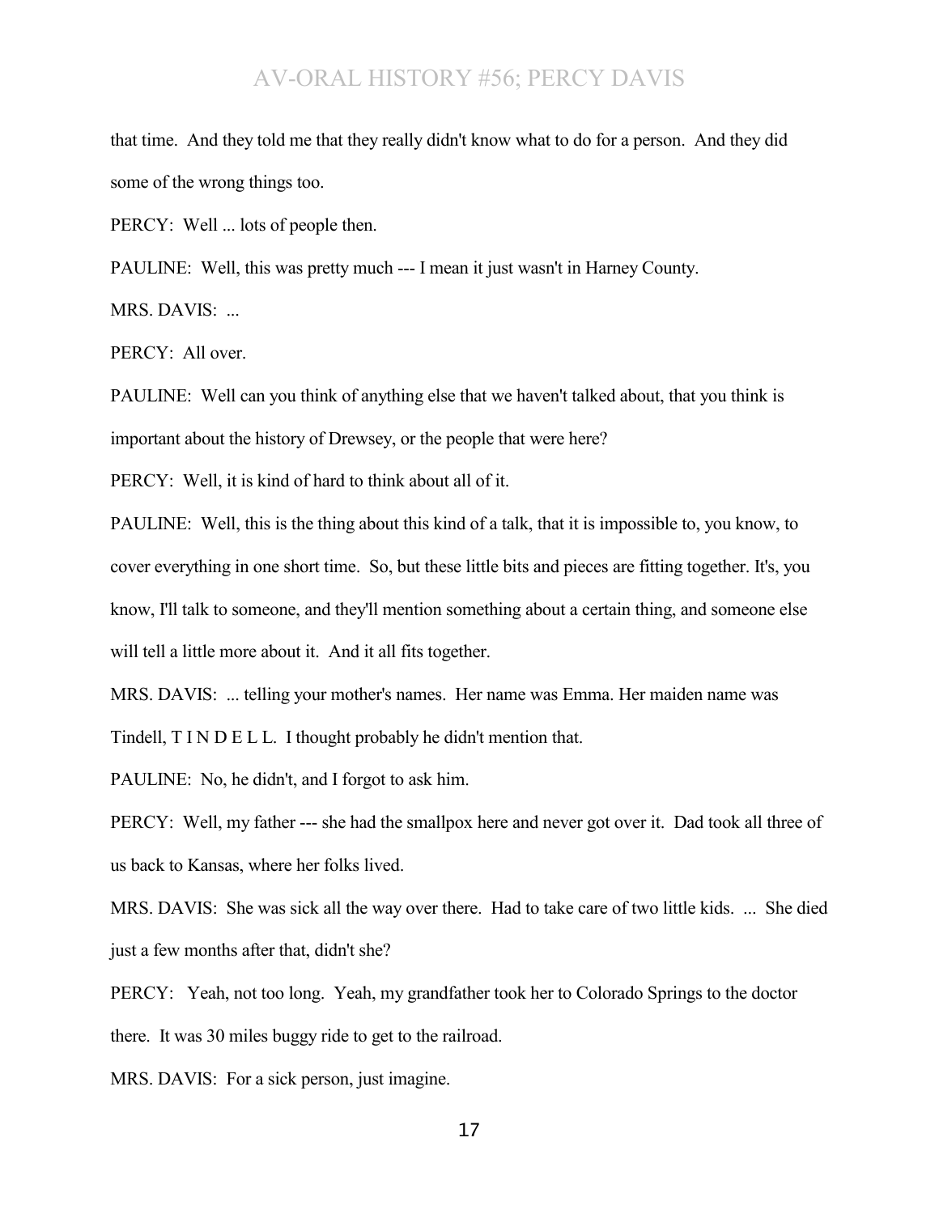that time. And they told me that they really didn't know what to do for a person. And they did some of the wrong things too.

PERCY: Well ... lots of people then.

PAULINE: Well, this was pretty much --- I mean it just wasn't in Harney County.

MRS. DAVIS: ...

PERCY: All over.

PAULINE: Well can you think of anything else that we haven't talked about, that you think is important about the history of Drewsey, or the people that were here?

PERCY: Well, it is kind of hard to think about all of it.

PAULINE: Well, this is the thing about this kind of a talk, that it is impossible to, you know, to cover everything in one short time. So, but these little bits and pieces are fitting together. It's, you know, I'll talk to someone, and they'll mention something about a certain thing, and someone else will tell a little more about it. And it all fits together.

MRS. DAVIS: ... telling your mother's names. Her name was Emma. Her maiden name was Tindell, T I N D E L L. I thought probably he didn't mention that.

PAULINE: No, he didn't, and I forgot to ask him.

PERCY: Well, my father --- she had the smallpox here and never got over it. Dad took all three of us back to Kansas, where her folks lived.

MRS. DAVIS: She was sick all the way over there. Had to take care of two little kids. ... She died just a few months after that, didn't she?

PERCY: Yeah, not too long. Yeah, my grandfather took her to Colorado Springs to the doctor there. It was 30 miles buggy ride to get to the railroad.

MRS. DAVIS: For a sick person, just imagine.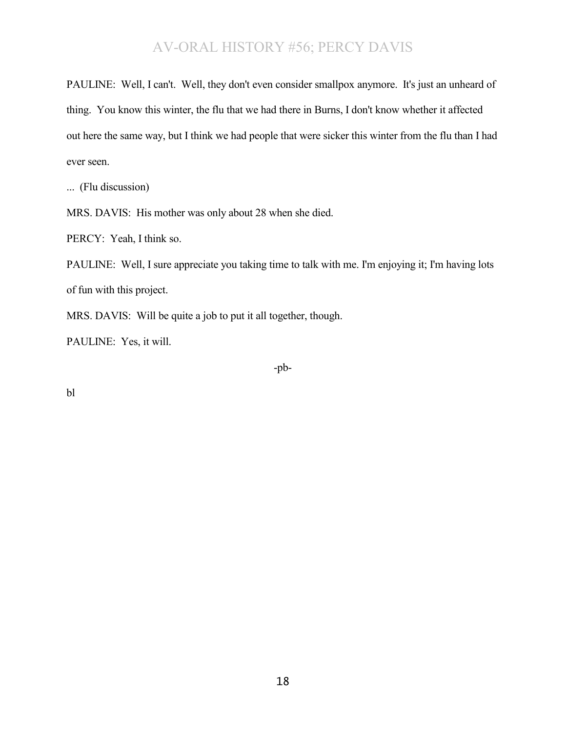PAULINE: Well, I can't. Well, they don't even consider smallpox anymore. It's just an unheard of thing. You know this winter, the flu that we had there in Burns, I don't know whether it affected out here the same way, but I think we had people that were sicker this winter from the flu than I had ever seen.

... (Flu discussion)

MRS. DAVIS: His mother was only about 28 when she died.

PERCY: Yeah, I think so.

PAULINE: Well, I sure appreciate you taking time to talk with me. I'm enjoying it; I'm having lots of fun with this project.

MRS. DAVIS: Will be quite a job to put it all together, though.

PAULINE: Yes, it will.

-pb-

bl